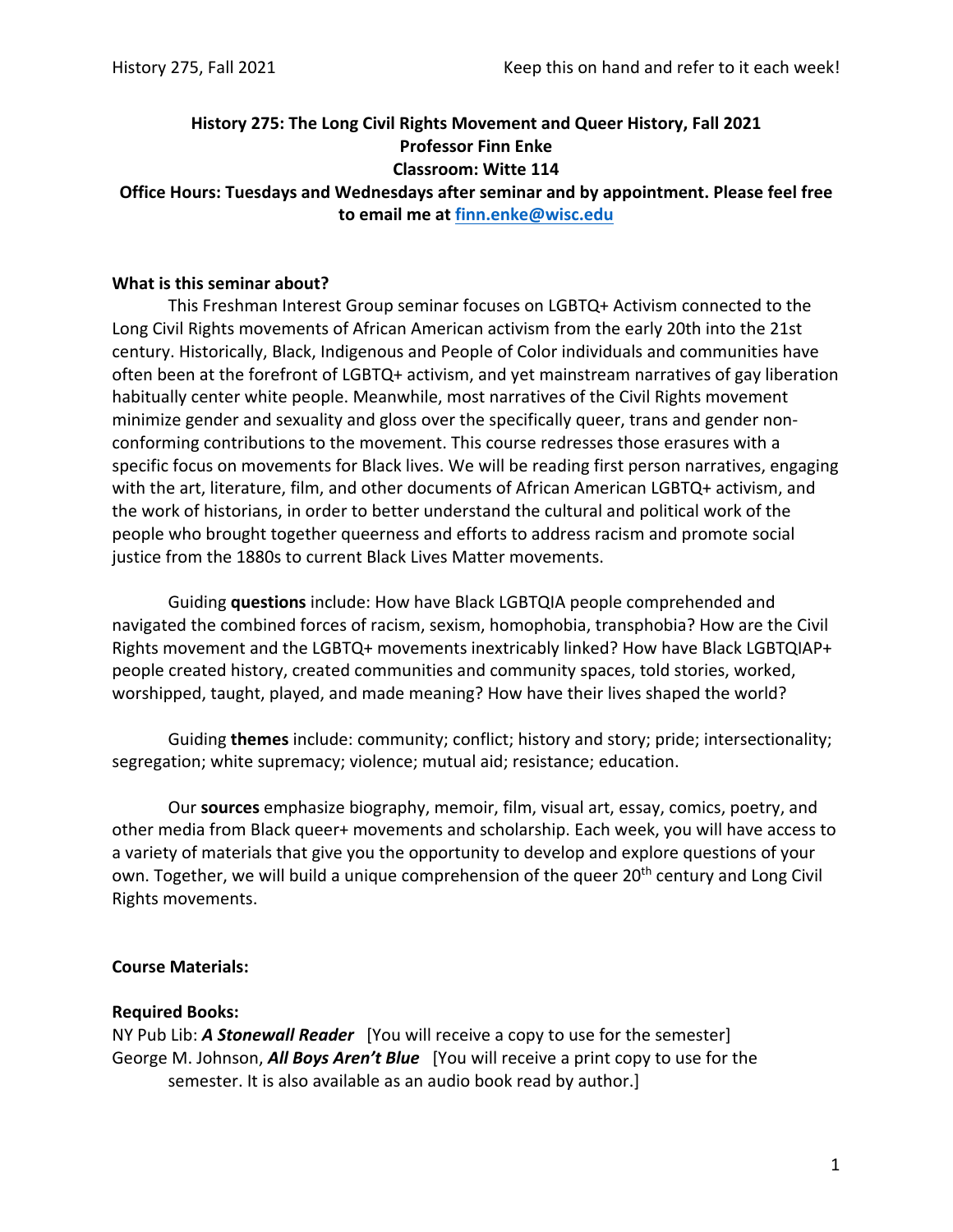# History 275: The Long Civil Rights Movement and Queer History, Fall 2021

**Professor Finn Enke**

**Classroom: Witte 114**

**Office Hours: Tuesdays and Wednesdays after seminar and by appointment. Please feel free to email me at finn.enke@wisc.edu**

## What is this seminar about?

This Freshman Interest Group seminar focuses on LGBTQ+ Activism connected to the Long Civil Rights movements of African American activism from the early 20th into the 21st century. Historically, Black, Indigenous and People of Color individuals and communities have often been at the forefront of LGBTQ+ activism, and yet mainstream narratives of gay liberation habitually center white people. Meanwhile, most narratives of the Civil Rights movement minimize gender and sexuality and gloss over the specifically queer, trans and gender non-conforming contributions to the movement. This course redresses those erasures with a specific focus on movements for Black lives. We will be reading first person narratives, engaging with the art, literature, film, and other documents of African American LGBTQ+ activism, and the work of historians, in order to better understand the cultural and political work of the people who brought together queerness and efforts to address racism and promote social justice from the 1880s to current Black Lives Matter movements.

Guiding **questions** include: How have Black LGBTQIA people comprehended and navigated the combined forces of racism, sexism, homophobia, transphobia? How are the Civil Rights movement and the LGBTQ+ movements inextricably linked? How have Black LGBTQIAP+ people created history, created communities and community spaces, told stories, worked, worshipped, taught, played, and made meaning? How have their lives shaped the world?

Guiding **themes** include: community; conflict; history and story; pride; intersectionality; segregation; white supremacy; violence; mutual aid; resistance; education.

Our **sources** emphasize biography, memoir, film, visual art, essay, comics, poetry, and other media from Black queer+ movements and scholarship. Each week, you will have access to a variety of materials that give you the opportunity to develop and explore questions of your own. Together, we will build a unique comprehension of the queer 20th century and Long Civil Rights movements.

## Course Materials:

### Required Books:

NY Pub Lib: ***A Stonewall Reader*** [You will receive a copy to use for the semester]

George M. Johnson, ***All Boys Aren't Blue*** [You will receive a print copy to use for the semester. It is also available as an audio book read by author.]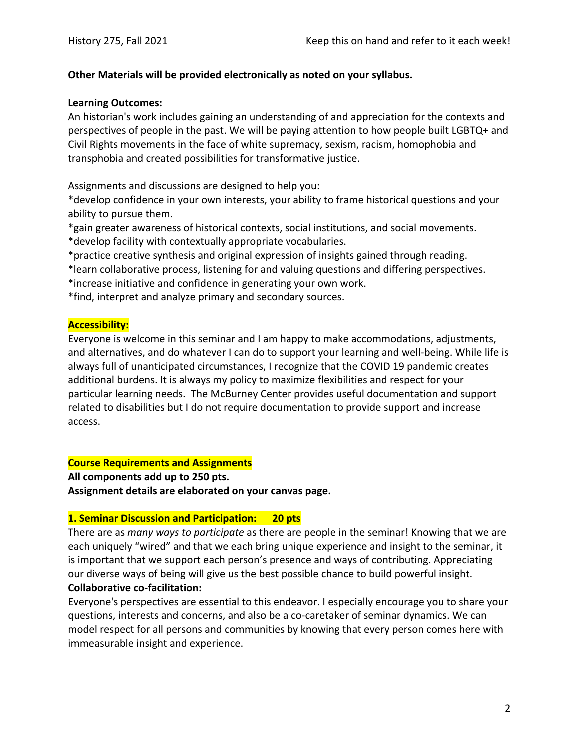**Other Materials will be provided electronically as noted on your syllabus.**

**Learning Outcomes:**
An historian's work includes gaining an understanding of and appreciation for the contexts and perspectives of people in the past. We will be paying attention to how people built LGBTQ+ and Civil Rights movements in the face of white supremacy, sexism, racism, homophobia and transphobia and created possibilities for transformative justice.

Assignments and discussions are designed to help you:
*develop confidence in your own interests, your ability to frame historical questions and your ability to pursue them.
*gain greater awareness of historical contexts, social institutions, and social movements.
*develop facility with contextually appropriate vocabularies.
*practice creative synthesis and original expression of insights gained through reading.
*learn collaborative process, listening for and valuing questions and differing perspectives.
*increase initiative and confidence in generating your own work.
*find, interpret and analyze primary and secondary sources.

**Accessibility:**
Everyone is welcome in this seminar and I am happy to make accommodations, adjustments, and alternatives, and do whatever I can do to support your learning and well-being. While life is always full of unanticipated circumstances, I recognize that the COVID 19 pandemic creates additional burdens. It is always my policy to maximize flexibilities and respect for your particular learning needs. The McBurney Center provides useful documentation and support related to disabilities but I do not require documentation to provide support and increase access.

**Course Requirements and Assignments**
**All components add up to 250 pts.**
**Assignment details are elaborated on your canvas page.**

**1. Seminar Discussion and Participation: 20 pts**
There are as *many ways to participate* as there are people in the seminar! Knowing that we are each uniquely "wired" and that we each bring unique experience and insight to the seminar, it is important that we support each person's presence and ways of contributing. Appreciating our diverse ways of being will give us the best possible chance to build powerful insight.
**Collaborative co-facilitation:**
Everyone's perspectives are essential to this endeavor. I especially encourage you to share your questions, interests and concerns, and also be a co-caretaker of seminar dynamics. We can model respect for all persons and communities by knowing that every person comes here with immeasurable insight and experience.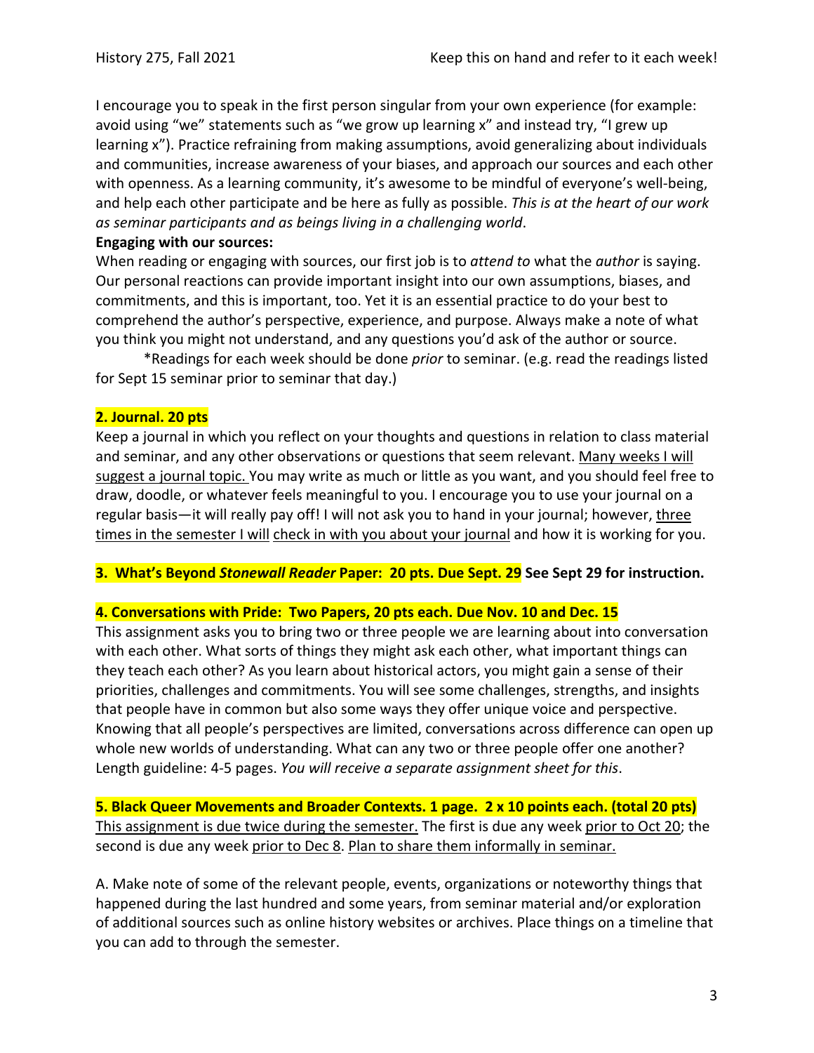I encourage you to speak in the first person singular from your own experience (for example: avoid using "we" statements such as "we grow up learning x" and instead try, "I grew up learning x"). Practice refraining from making assumptions, avoid generalizing about individuals and communities, increase awareness of your biases, and approach our sources and each other with openness. As a learning community, it's awesome to be mindful of everyone's well-being, and help each other participate and be here as fully as possible. *This is at the heart of our work as seminar participants and as beings living in a challenging world*.

**Engaging with our sources:**

When reading or engaging with sources, our first job is to *attend to* what the *author* is saying. Our personal reactions can provide important insight into our own assumptions, biases, and commitments, and this is important, too. Yet it is an essential practice to do your best to comprehend the author's perspective, experience, and purpose. Always make a note of what you think you might not understand, and any questions you'd ask of the author or source.

*Readings for each week should be done *prior* to seminar. (e.g. read the readings listed for Sept 15 seminar prior to seminar that day.)

**2. Journal. 20 pts**

Keep a journal in which you reflect on your thoughts and questions in relation to class material and seminar, and any other observations or questions that seem relevant. Many weeks I will suggest a journal topic. You may write as much or little as you want, and you should feel free to draw, doodle, or whatever feels meaningful to you. I encourage you to use your journal on a regular basis—it will really pay off! I will not ask you to hand in your journal; however, three times in the semester I will check in with you about your journal and how it is working for you.

**3. What's Beyond *Stonewall Reader* Paper: 20 pts. Due Sept. 29 See Sept 29 for instruction.**

**4. Conversations with Pride: Two Papers, 20 pts each. Due Nov. 10 and Dec. 15**

This assignment asks you to bring two or three people we are learning about into conversation with each other. What sorts of things they might ask each other, what important things can they teach each other? As you learn about historical actors, you might gain a sense of their priorities, challenges and commitments. You will see some challenges, strengths, and insights that people have in common but also some ways they offer unique voice and perspective. Knowing that all people's perspectives are limited, conversations across difference can open up whole new worlds of understanding. What can any two or three people offer one another? Length guideline: 4-5 pages. *You will receive a separate assignment sheet for this*.

**5. Black Queer Movements and Broader Contexts. 1 page. 2 x 10 points each. (total 20 pts)**

This assignment is due twice during the semester. The first is due any week prior to Oct 20; the second is due any week prior to Dec 8. Plan to share them informally in seminar.

A. Make note of some of the relevant people, events, organizations or noteworthy things that happened during the last hundred and some years, from seminar material and/or exploration of additional sources such as online history websites or archives. Place things on a timeline that you can add to through the semester.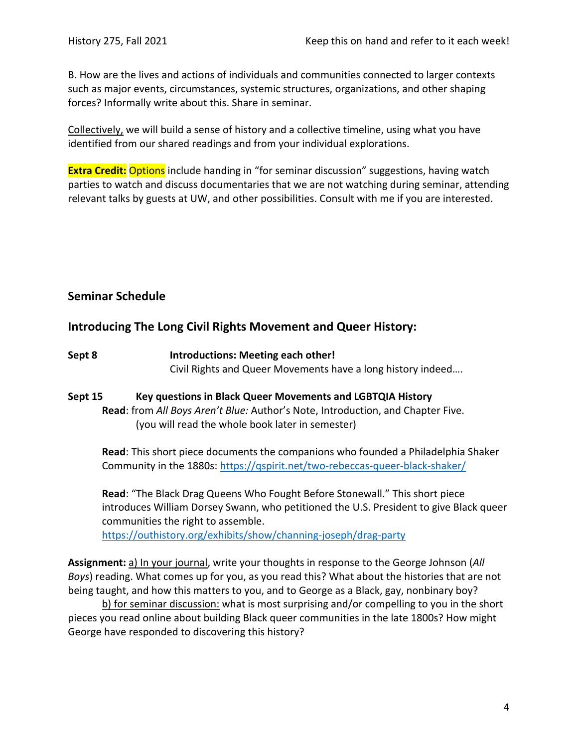B. How are the lives and actions of individuals and communities connected to larger contexts such as major events, circumstances, systemic structures, organizations, and other shaping forces? Informally write about this. Share in seminar.

Collectively, we will build a sense of history and a collective timeline, using what you have identified from our shared readings and from your individual explorations.

**Extra Credit:** Options include handing in "for seminar discussion" suggestions, having watch parties to watch and discuss documentaries that we are not watching during seminar, attending relevant talks by guests at UW, and other possibilities. Consult with me if you are interested.

## Seminar Schedule

### Introducing The Long Civil Rights Movement and Queer History:

**Sept 8** **Introductions: Meeting each other!**
Civil Rights and Queer Movements have a long history indeed….

**Sept 15** **Key questions in Black Queer Movements and LGBTQIA History**

**Read**: from *All Boys Aren't Blue:* Author's Note, Introduction, and Chapter Five. (you will read the whole book later in semester)

**Read**: This short piece documents the companions who founded a Philadelphia Shaker Community in the 1880s: https://qspirit.net/two-rebeccas-queer-black-shaker/

**Read**: "The Black Drag Queens Who Fought Before Stonewall." This short piece introduces William Dorsey Swann, who petitioned the U.S. President to give Black queer communities the right to assemble. https://outhistory.org/exhibits/show/channing-joseph/drag-party

**Assignment:** a) In your journal, write your thoughts in response to the George Johnson (*All Boys*) reading. What comes up for you, as you read this? What about the histories that are not being taught, and how this matters to you, and to George as a Black, gay, nonbinary boy?

b) for seminar discussion: what is most surprising and/or compelling to you in the short pieces you read online about building Black queer communities in the late 1800s? How might George have responded to discovering this history?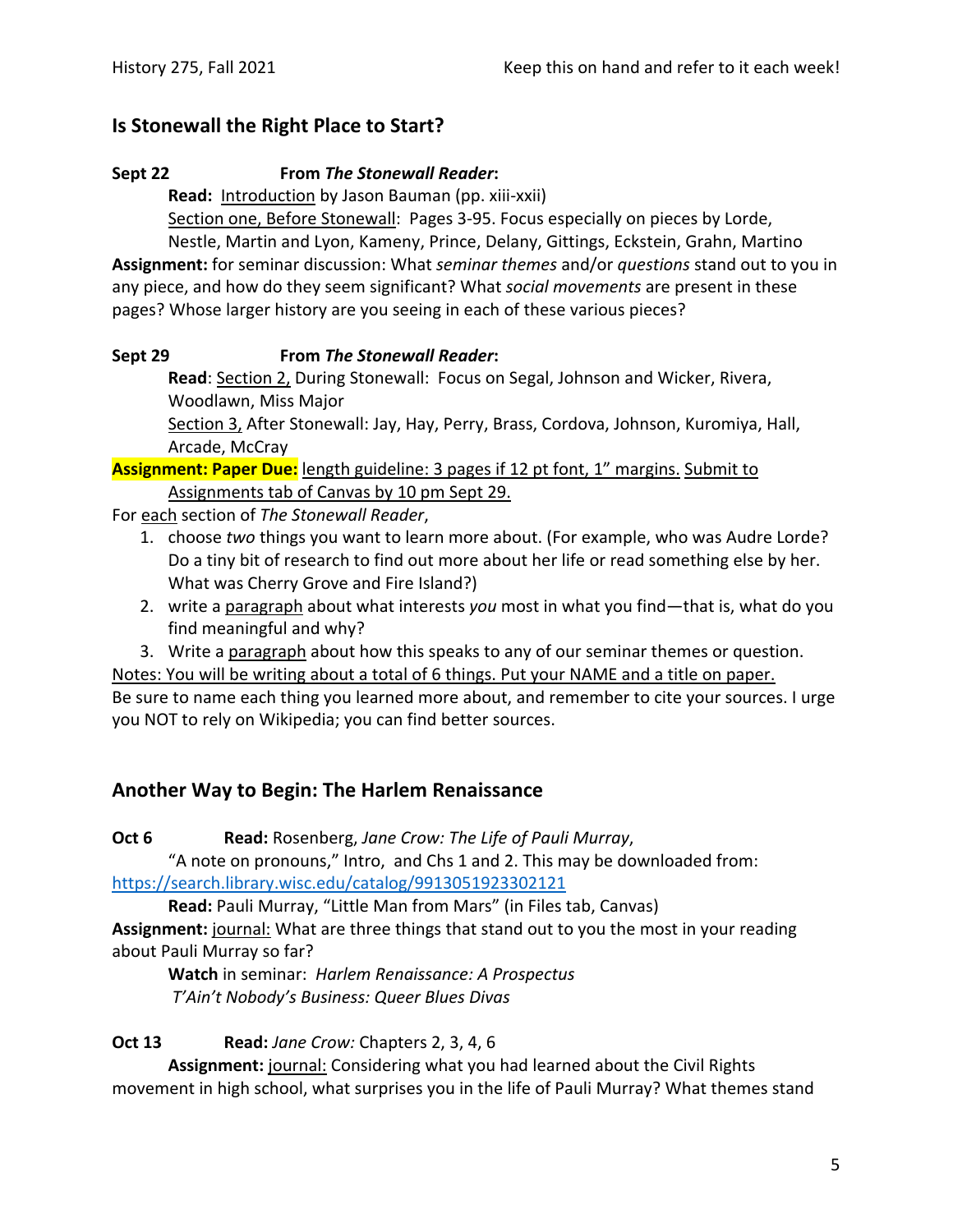## Is Stonewall the Right Place to Start?

**Sept 22** **From *The Stonewall Reader*:**

**Read:** Introduction by Jason Bauman (pp. xiii-xxii)

Section one, Before Stonewall: Pages 3-95. Focus especially on pieces by Lorde, Nestle, Martin and Lyon, Kameny, Prince, Delany, Gittings, Eckstein, Grahn, Martino

**Assignment:** for seminar discussion: What *seminar themes* and/or *questions* stand out to you in any piece, and how do they seem significant? What *social movements* are present in these pages? Whose larger history are you seeing in each of these various pieces?

**Sept 29** **From *The Stonewall Reader*:**

**Read**: Section 2, During Stonewall: Focus on Segal, Johnson and Wicker, Rivera, Woodlawn, Miss Major

Section 3, After Stonewall: Jay, Hay, Perry, Brass, Cordova, Johnson, Kuromiya, Hall, Arcade, McCray

**Assignment: Paper Due:** length guideline: 3 pages if 12 pt font, 1" margins. Submit to Assignments tab of Canvas by 10 pm Sept 29.

For each section of *The Stonewall Reader*,

1. choose *two* things you want to learn more about. (For example, who was Audre Lorde? Do a tiny bit of research to find out more about her life or read something else by her. What was Cherry Grove and Fire Island?)
2. write a paragraph about what interests *you* most in what you find—that is, what do you find meaningful and why?
3. Write a paragraph about how this speaks to any of our seminar themes or question.

Notes: You will be writing about a total of 6 things. Put your NAME and a title on paper.

Be sure to name each thing you learned more about, and remember to cite your sources. I urge you NOT to rely on Wikipedia; you can find better sources.

## Another Way to Begin: The Harlem Renaissance

**Oct 6** **Read:** Rosenberg, *Jane Crow: The Life of Pauli Murray*, "A note on pronouns," Intro, and Chs 1 and 2. This may be downloaded from: https://search.library.wisc.edu/catalog/9913051923302121

**Read:** Pauli Murray, "Little Man from Mars" (in Files tab, Canvas)

**Assignment:** journal: What are three things that stand out to you the most in your reading about Pauli Murray so far?

**Watch** in seminar: *Harlem Renaissance: A Prospectus*
*T'Ain't Nobody's Business: Queer Blues Divas*

**Oct 13** **Read:** *Jane Crow:* Chapters 2, 3, 4, 6

**Assignment:** journal: Considering what you had learned about the Civil Rights movement in high school, what surprises you in the life of Pauli Murray? What themes stand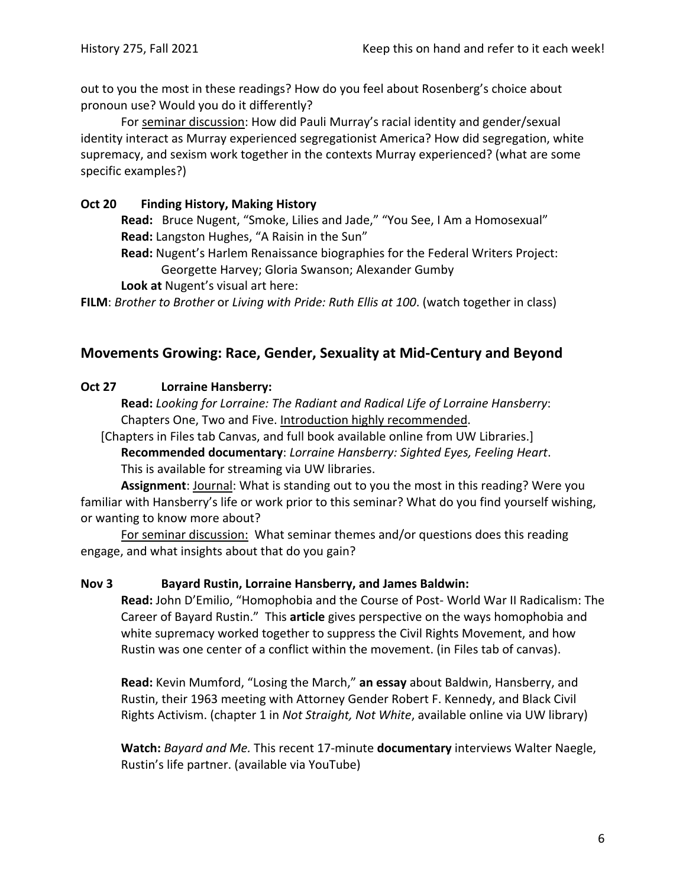out to you the most in these readings? How do you feel about Rosenberg's choice about pronoun use? Would you do it differently?

For <u>seminar discussion</u>: How did Pauli Murray's racial identity and gender/sexual identity interact as Murray experienced segregationist America? How did segregation, white supremacy, and sexism work together in the contexts Murray experienced? (what are some specific examples?)

**Oct 20 Finding History, Making History**

**Read:** Bruce Nugent, "Smoke, Lilies and Jade," "You See, I Am a Homosexual"

**Read:** Langston Hughes, "A Raisin in the Sun"

**Read:** Nugent's Harlem Renaissance biographies for the Federal Writers Project: Georgette Harvey; Gloria Swanson; Alexander Gumby

**Look at** Nugent's visual art here:

**FILM**: *Brother to Brother* or *Living with Pride: Ruth Ellis at 100*. (watch together in class)

## Movements Growing: Race, Gender, Sexuality at Mid-Century and Beyond

**Oct 27 Lorraine Hansberry:**

**Read:** *Looking for Lorraine: The Radiant and Radical Life of Lorraine Hansberry*: Chapters One, Two and Five. <u>Introduction highly recommended</u>.

[Chapters in Files tab Canvas, and full book available online from UW Libraries.]

**Recommended documentary**: *Lorraine Hansberry: Sighted Eyes, Feeling Heart*. This is available for streaming via UW libraries.

**Assignment**: <u>Journal</u>: What is standing out to you the most in this reading? Were you familiar with Hansberry's life or work prior to this seminar? What do you find yourself wishing, or wanting to know more about?

<u>For seminar discussion:</u> What seminar themes and/or questions does this reading engage, and what insights about that do you gain?

**Nov 3 Bayard Rustin, Lorraine Hansberry, and James Baldwin:**

**Read:** John D'Emilio, "Homophobia and the Course of Post- World War II Radicalism: The Career of Bayard Rustin." This **article** gives perspective on the ways homophobia and white supremacy worked together to suppress the Civil Rights Movement, and how Rustin was one center of a conflict within the movement. (in Files tab of canvas).

**Read:** Kevin Mumford, "Losing the March," **an essay** about Baldwin, Hansberry, and Rustin, their 1963 meeting with Attorney Gender Robert F. Kennedy, and Black Civil Rights Activism. (chapter 1 in *Not Straight, Not White*, available online via UW library)

**Watch:** *Bayard and Me.* This recent 17-minute **documentary** interviews Walter Naegle, Rustin's life partner. (available via YouTube)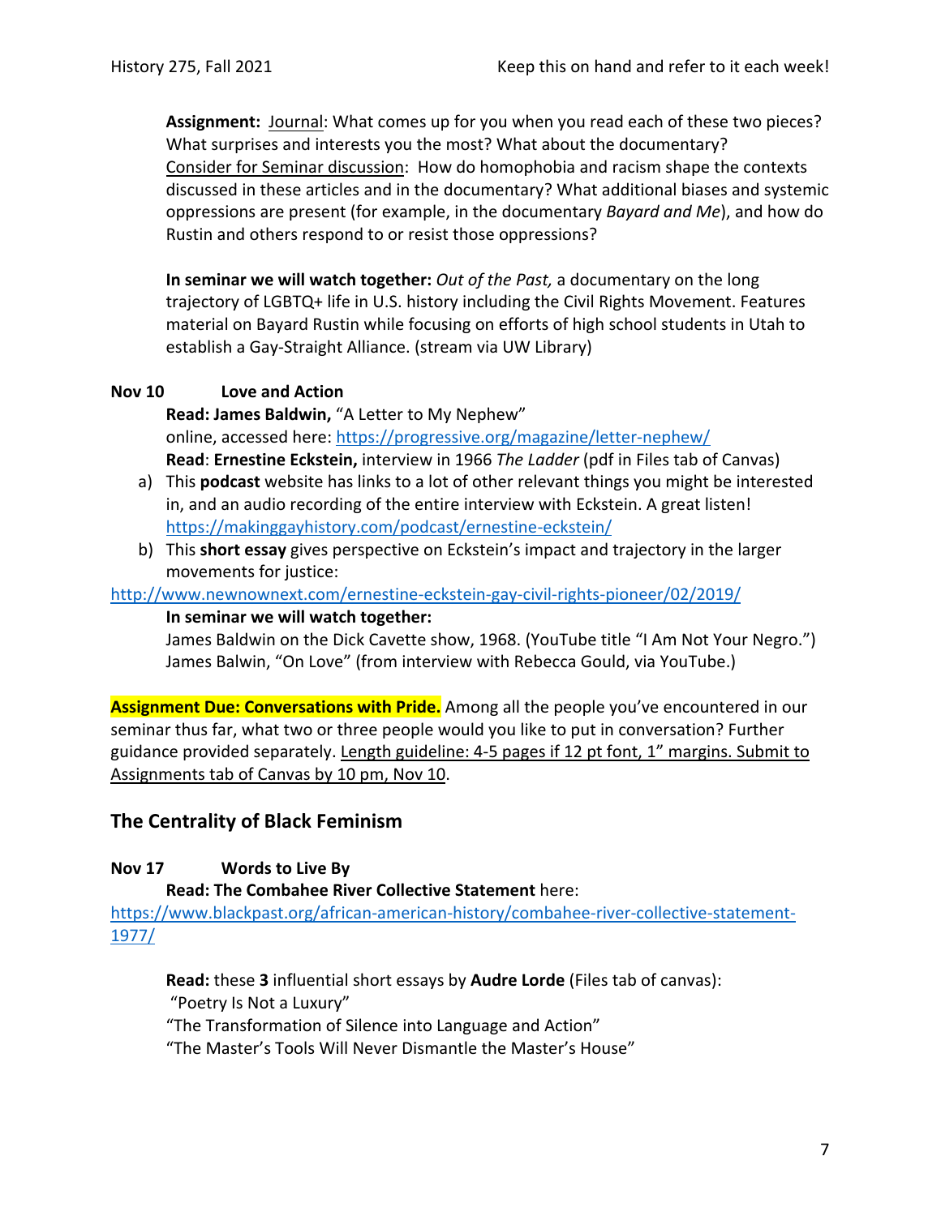**Assignment:** Journal: What comes up for you when you read each of these two pieces? What surprises and interests you the most? What about the documentary? Consider for Seminar discussion: How do homophobia and racism shape the contexts discussed in these articles and in the documentary? What additional biases and systemic oppressions are present (for example, in the documentary *Bayard and Me*), and how do Rustin and others respond to or resist those oppressions?

**In seminar we will watch together:** *Out of the Past,* a documentary on the long trajectory of LGBTQ+ life in U.S. history including the Civil Rights Movement. Features material on Bayard Rustin while focusing on efforts of high school students in Utah to establish a Gay-Straight Alliance. (stream via UW Library)

**Nov 10 Love and Action**

**Read: James Baldwin,** "A Letter to My Nephew" online, accessed here: https://progressive.org/magazine/letter-nephew/

**Read**: **Ernestine Eckstein,** interview in 1966 *The Ladder* (pdf in Files tab of Canvas)

a) This **podcast** website has links to a lot of other relevant things you might be interested in, and an audio recording of the entire interview with Eckstein. A great listen! https://makinggayhistory.com/podcast/ernestine-eckstein/

b) This **short essay** gives perspective on Eckstein's impact and trajectory in the larger movements for justice:

http://www.newnownext.com/ernestine-eckstein-gay-civil-rights-pioneer/02/2019/

**In seminar we will watch together:**

James Baldwin on the Dick Cavette show, 1968. (YouTube title "I Am Not Your Negro.")
James Balwin, "On Love" (from interview with Rebecca Gould, via YouTube.)

**Assignment Due: Conversations with Pride.** Among all the people you've encountered in our seminar thus far, what two or three people would you like to put in conversation? Further guidance provided separately. Length guideline: 4-5 pages if 12 pt font, 1" margins. Submit to Assignments tab of Canvas by 10 pm, Nov 10.

## The Centrality of Black Feminism

**Nov 17 Words to Live By**

**Read: The Combahee River Collective Statement** here:
https://www.blackpast.org/african-american-history/combahee-river-collective-statement-1977/

**Read:** these **3** influential short essays by **Audre Lorde** (Files tab of canvas):
"Poetry Is Not a Luxury"
"The Transformation of Silence into Language and Action"
"The Master's Tools Will Never Dismantle the Master's House"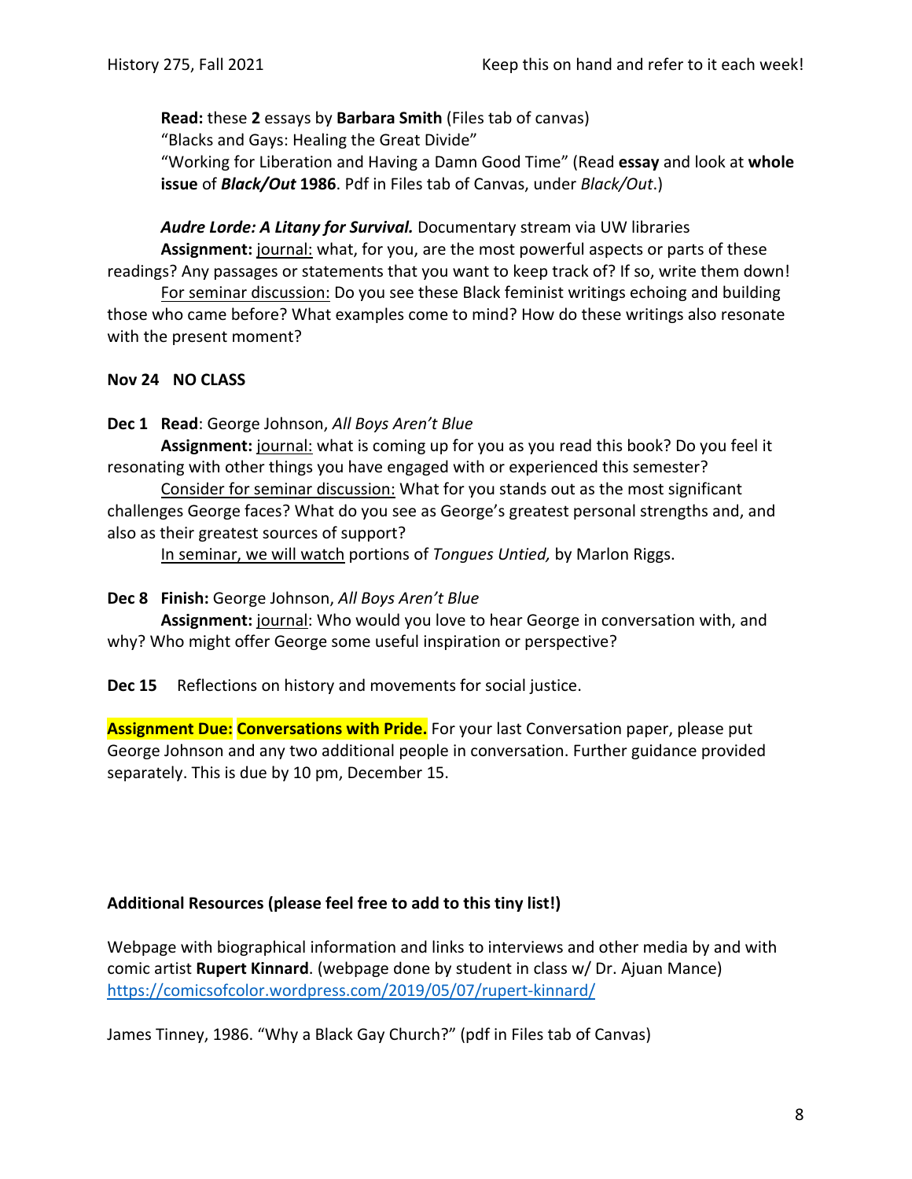**Read:** these **2** essays by **Barbara Smith** (Files tab of canvas)
"Blacks and Gays: Healing the Great Divide"
"Working for Liberation and Having a Damn Good Time" (Read **essay** and look at **whole issue** of ***Black/Out* 1986**. Pdf in Files tab of Canvas, under *Black/Out*.)

***Audre Lorde: A Litany for Survival.*** Documentary stream via UW libraries
**Assignment:** journal: what, for you, are the most powerful aspects or parts of these readings? Any passages or statements that you want to keep track of? If so, write them down!
For seminar discussion: Do you see these Black feminist writings echoing and building those who came before? What examples come to mind? How do these writings also resonate with the present moment?

**Nov 24 NO CLASS**

**Dec 1 Read**: George Johnson, *All Boys Aren't Blue*
**Assignment:** journal: what is coming up for you as you read this book? Do you feel it resonating with other things you have engaged with or experienced this semester?
Consider for seminar discussion: What for you stands out as the most significant challenges George faces? What do you see as George's greatest personal strengths and, and also as their greatest sources of support?
In seminar, we will watch portions of *Tongues Untied,* by Marlon Riggs.

**Dec 8 Finish:** George Johnson, *All Boys Aren't Blue*
**Assignment:** journal: Who would you love to hear George in conversation with, and why? Who might offer George some useful inspiration or perspective?

**Dec 15** Reflections on history and movements for social justice.

**Assignment Due: Conversations with Pride.** For your last Conversation paper, please put George Johnson and any two additional people in conversation. Further guidance provided separately. This is due by 10 pm, December 15.

**Additional Resources (please feel free to add to this tiny list!)**

Webpage with biographical information and links to interviews and other media by and with comic artist **Rupert Kinnard**. (webpage done by student in class w/ Dr. Ajuan Mance)
https://comicsofcolor.wordpress.com/2019/05/07/rupert-kinnard/

James Tinney, 1986. "Why a Black Gay Church?" (pdf in Files tab of Canvas)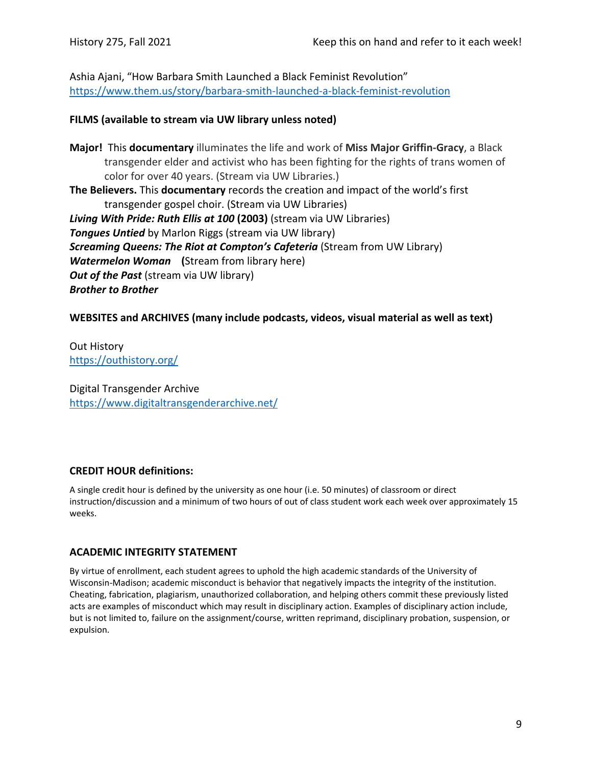Ashia Ajani, "How Barbara Smith Launched a Black Feminist Revolution"
https://www.them.us/story/barbara-smith-launched-a-black-feminist-revolution

**FILMS (available to stream via UW library unless noted)**

**Major!** This **documentary** illuminates the life and work of **Miss Major Griffin-Gracy**, a Black transgender elder and activist who has been fighting for the rights of trans women of color for over 40 years. (Stream via UW Libraries.)
**The Believers.** This **documentary** records the creation and impact of the world's first transgender gospel choir. (Stream via UW Libraries)
***Living With Pride: Ruth Ellis at 100*** **(2003)** (stream via UW Libraries)
***Tongues Untied*** by Marlon Riggs (stream via UW library)
***Screaming Queens: The Riot at Compton's Cafeteria*** (Stream from UW Library)
***Watermelon Woman*** **(**Stream from library here)
***Out of the Past*** (stream via UW library)
***Brother to Brother***

**WEBSITES and ARCHIVES (many include podcasts, videos, visual material as well as text)**

Out History
https://outhistory.org/

Digital Transgender Archive
https://www.digitaltransgenderarchive.net/

### CREDIT HOUR definitions:

A single credit hour is defined by the university as one hour (i.e. 50 minutes) of classroom or direct instruction/discussion and a minimum of two hours of out of class student work each week over approximately 15 weeks.

### ACADEMIC INTEGRITY STATEMENT

By virtue of enrollment, each student agrees to uphold the high academic standards of the University of Wisconsin-Madison; academic misconduct is behavior that negatively impacts the integrity of the institution. Cheating, fabrication, plagiarism, unauthorized collaboration, and helping others commit these previously listed acts are examples of misconduct which may result in disciplinary action. Examples of disciplinary action include, but is not limited to, failure on the assignment/course, written reprimand, disciplinary probation, suspension, or expulsion.